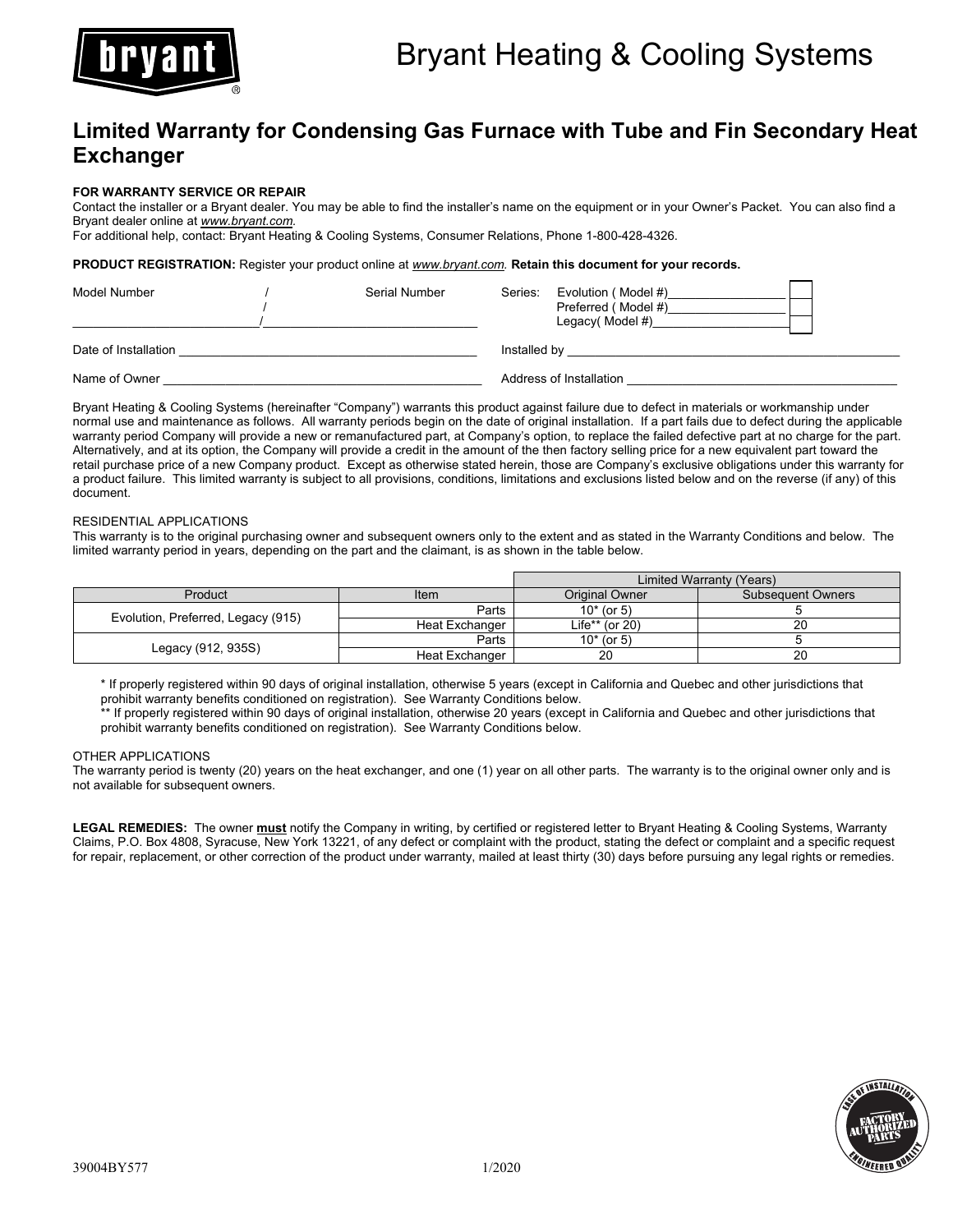# Bryant Heating & Cooling Systems

## Limited Warranty for Condensing Gas Furnace with Tube and Fin Secondary Heat Exchanger

**FOR WARRANTY SERVICE OR REPAIR**

Contact the installer or a Bryant dealer. You may be able to find the installer's name on the equipment or in your Owner's Packet. You can also find a Bryant dealer online at *www.bryant.com.*

For additional help, contact: Bryant Heating & Cooling Systems, Consumer Relations, Phone 1-800-428-4326.

**PRODUCT REGISTRATION:** Register your product online at *www.bryant.com.* **Retain this document for your records.**

Model Number ____________ / ____________ Serial Number ____________

Series: Evolution ( Model #)____________ ☐
Preferred ( Model #)____________ ☐
Legacy( Model #)____________ ☐

Date of Installation ____________ Installed by ____________

Name of Owner ____________ Address of Installation ____________

Bryant Heating & Cooling Systems (hereinafter "Company") warrants this product against failure due to defect in materials or workmanship under normal use and maintenance as follows. All warranty periods begin on the date of original installation. If a part fails due to defect during the applicable warranty period Company will provide a new or remanufactured part, at Company's option, to replace the failed defective part at no charge for the part. Alternatively, and at its option, the Company will provide a credit in the amount of the then factory selling price for a new equivalent part toward the retail purchase price of a new Company product. Except as otherwise stated herein, those are Company's exclusive obligations under this warranty for a product failure. This limited warranty is subject to all provisions, conditions, limitations and exclusions listed below and on the reverse (if any) of this document.

RESIDENTIAL APPLICATIONS

This warranty is to the original purchasing owner and subsequent owners only to the extent and as stated in the Warranty Conditions and below. The limited warranty period in years, depending on the part and the claimant, is as shown in the table below.

| | | Limited Warranty (Years) | |
|---|---|---|---|
| Product | Item | Original Owner | Subsequent Owners |
| Evolution, Preferred, Legacy (915) | Parts | 10* (or 5) | 5 |
| | Heat Exchanger | Life** (or 20) | 20 |
| Legacy (912, 935S) | Parts | 10* (or 5) | 5 |
| | Heat Exchanger | 20 | 20 |

\* If properly registered within 90 days of original installation, otherwise 5 years (except in California and Quebec and other jurisdictions that prohibit warranty benefits conditioned on registration). See Warranty Conditions below.

\*\* If properly registered within 90 days of original installation, otherwise 20 years (except in California and Quebec and other jurisdictions that prohibit warranty benefits conditioned on registration). See Warranty Conditions below.

OTHER APPLICATIONS

The warranty period is twenty (20) years on the heat exchanger, and one (1) year on all other parts. The warranty is to the original owner only and is not available for subsequent owners.

**LEGAL REMEDIES:** The owner **must** notify the Company in writing, by certified or registered letter to Bryant Heating & Cooling Systems, Warranty Claims, P.O. Box 4808, Syracuse, New York 13221, of any defect or complaint with the product, stating the defect or complaint and a specific request for repair, replacement, or other correction of the product under warranty, mailed at least thirty (30) days before pursuing any legal rights or remedies.

39004BY577 1/2020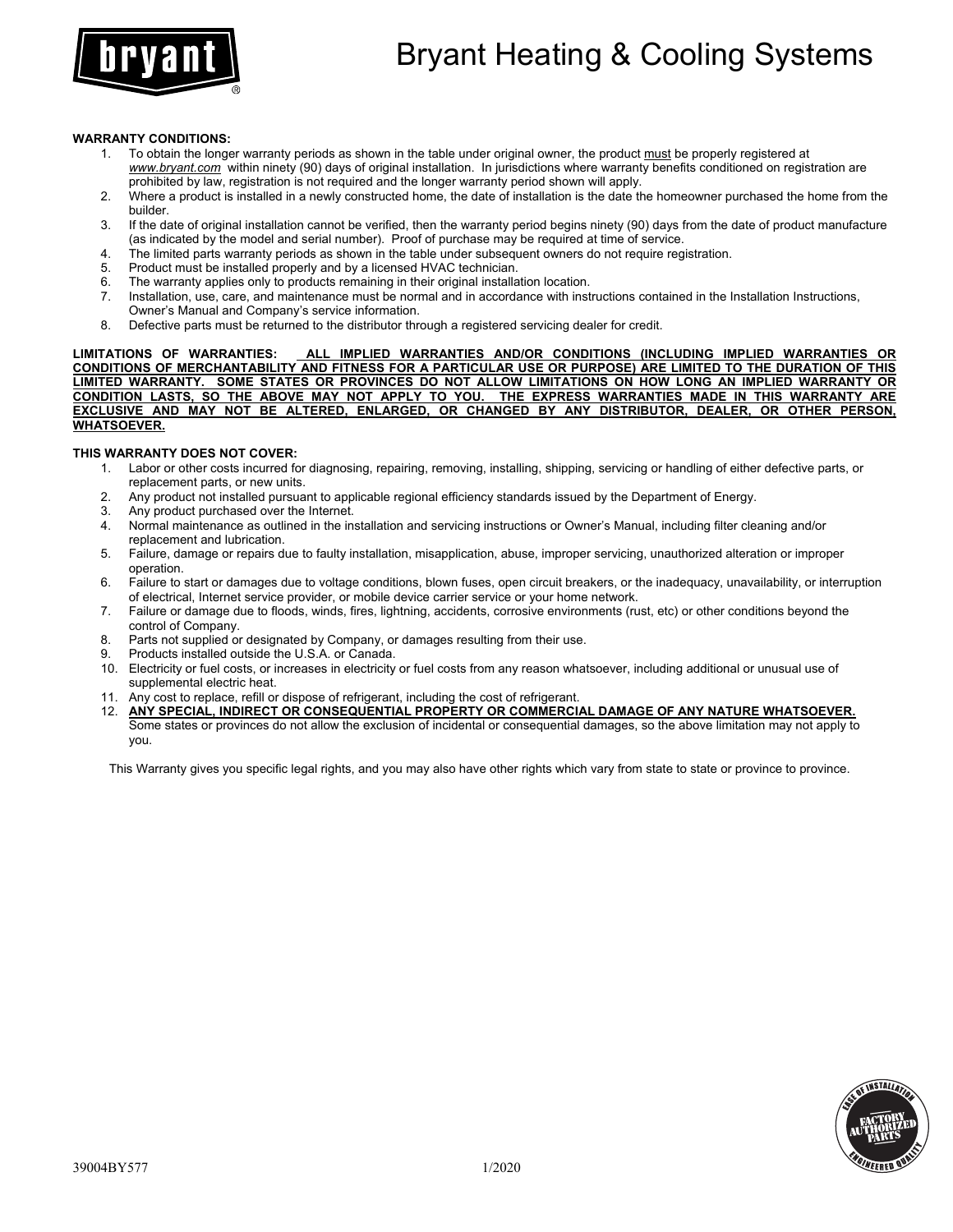# Bryant Heating & Cooling Systems

**WARRANTY CONDITIONS:**

1. To obtain the longer warranty periods as shown in the table under original owner, the product must be properly registered at *www.bryant.com* within ninety (90) days of original installation. In jurisdictions where warranty benefits conditioned on registration are prohibited by law, registration is not required and the longer warranty period shown will apply.
2. Where a product is installed in a newly constructed home, the date of installation is the date the homeowner purchased the home from the builder.
3. If the date of original installation cannot be verified, then the warranty period begins ninety (90) days from the date of product manufacture (as indicated by the model and serial number). Proof of purchase may be required at time of service.
4. The limited parts warranty periods as shown in the table under subsequent owners do not require registration.
5. Product must be installed properly and by a licensed HVAC technician.
6. The warranty applies only to products remaining in their original installation location.
7. Installation, use, care, and maintenance must be normal and in accordance with instructions contained in the Installation Instructions, Owner's Manual and Company's service information.
8. Defective parts must be returned to the distributor through a registered servicing dealer for credit.

**LIMITATIONS OF WARRANTIES:** **ALL IMPLIED WARRANTIES AND/OR CONDITIONS (INCLUDING IMPLIED WARRANTIES OR CONDITIONS OF MERCHANTABILITY AND FITNESS FOR A PARTICULAR USE OR PURPOSE) ARE LIMITED TO THE DURATION OF THIS LIMITED WARRANTY. SOME STATES OR PROVINCES DO NOT ALLOW LIMITATIONS ON HOW LONG AN IMPLIED WARRANTY OR CONDITION LASTS, SO THE ABOVE MAY NOT APPLY TO YOU. THE EXPRESS WARRANTIES MADE IN THIS WARRANTY ARE EXCLUSIVE AND MAY NOT BE ALTERED, ENLARGED, OR CHANGED BY ANY DISTRIBUTOR, DEALER, OR OTHER PERSON, WHATSOEVER.**

**THIS WARRANTY DOES NOT COVER:**

1. Labor or other costs incurred for diagnosing, repairing, removing, installing, shipping, servicing or handling of either defective parts, or replacement parts, or new units.
2. Any product not installed pursuant to applicable regional efficiency standards issued by the Department of Energy.
3. Any product purchased over the Internet.
4. Normal maintenance as outlined in the installation and servicing instructions or Owner's Manual, including filter cleaning and/or replacement and lubrication.
5. Failure, damage or repairs due to faulty installation, misapplication, abuse, improper servicing, unauthorized alteration or improper operation.
6. Failure to start or damages due to voltage conditions, blown fuses, open circuit breakers, or the inadequacy, unavailability, or interruption of electrical, Internet service provider, or mobile device carrier service or your home network.
7. Failure or damage due to floods, winds, fires, lightning, accidents, corrosive environments (rust, etc) or other conditions beyond the control of Company.
8. Parts not supplied or designated by Company, or damages resulting from their use.
9. Products installed outside the U.S.A. or Canada.
10. Electricity or fuel costs, or increases in electricity or fuel costs from any reason whatsoever, including additional or unusual use of supplemental electric heat.
11. Any cost to replace, refill or dispose of refrigerant, including the cost of refrigerant.
12. **ANY SPECIAL, INDIRECT OR CONSEQUENTIAL PROPERTY OR COMMERCIAL DAMAGE OF ANY NATURE WHATSOEVER.** Some states or provinces do not allow the exclusion of incidental or consequential damages, so the above limitation may not apply to you.

This Warranty gives you specific legal rights, and you may also have other rights which vary from state to state or province to province.

39004BY577 1/2020